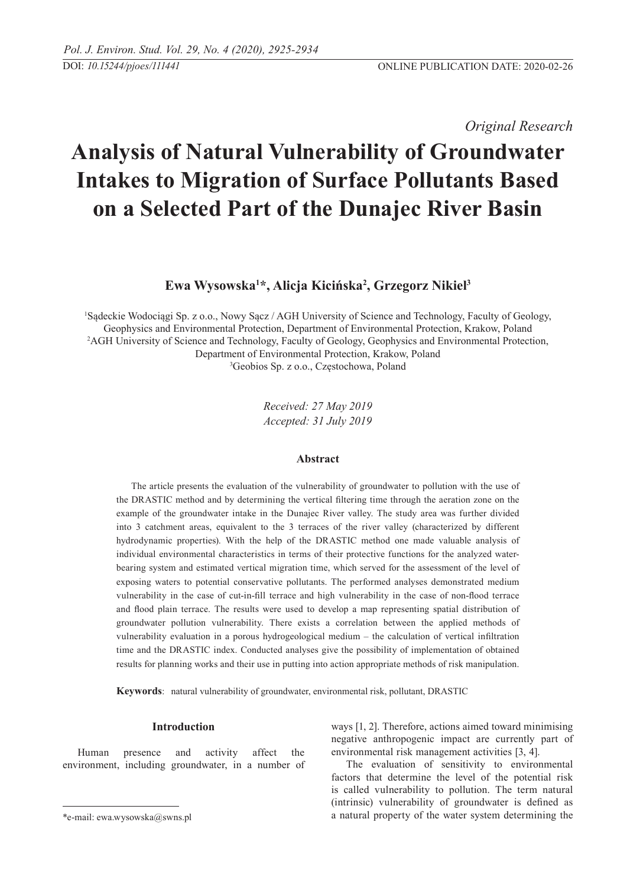*Original Research*

# Analysis of Natural Vulnerability of Groundwater Intakes to Migration of Surface Pollutants Based on a Selected Part of the Dunajec River Basin

**Ewa Wysowska[1]*, Alicja Kicińska[2], Grzegorz Nikiel[3]**

[1]Sądeckie Wodociągi Sp. z o.o., Nowy Sącz / AGH University of Science and Technology, Faculty of Geology, Geophysics and Environmental Protection, Department of Environmental Protection, Krakow, Poland
[2]AGH University of Science and Technology, Faculty of Geology, Geophysics and Environmental Protection, Department of Environmental Protection, Krakow, Poland
[3]Geobios Sp. z o.o., Częstochowa, Poland

*Received: 27 May 2019*
*Accepted: 31 July 2019*

## Abstract

The article presents the evaluation of the vulnerability of groundwater to pollution with the use of the DRASTIC method and by determining the vertical filtering time through the aeration zone on the example of the groundwater intake in the Dunajec River valley. The study area was further divided into 3 catchment areas, equivalent to the 3 terraces of the river valley (characterized by different hydrodynamic properties). With the help of the DRASTIC method one made valuable analysis of individual environmental characteristics in terms of their protective functions for the analyzed water-bearing system and estimated vertical migration time, which served for the assessment of the level of exposing waters to potential conservative pollutants. The performed analyses demonstrated medium vulnerability in the case of cut-in-fill terrace and high vulnerability in the case of non-flood terrace and flood plain terrace. The results were used to develop a map representing spatial distribution of groundwater pollution vulnerability. There exists a correlation between the applied methods of vulnerability evaluation in a porous hydrogeological medium – the calculation of vertical infiltration time and the DRASTIC index. Conducted analyses give the possibility of implementation of obtained results for planning works and their use in putting into action appropriate methods of risk manipulation.

**Keywords**: natural vulnerability of groundwater, environmental risk, pollutant, DRASTIC

## Introduction

Human presence and activity affect the environment, including groundwater, in a number of ways [1, 2]. Therefore, actions aimed toward minimising negative anthropogenic impact are currently part of environmental risk management activities [3, 4].

The evaluation of sensitivity to environmental factors that determine the level of the potential risk is called vulnerability to pollution. The term natural (intrinsic) vulnerability of groundwater is defined as a natural property of the water system determining the

*e-mail: ewa.wysowska@swns.pl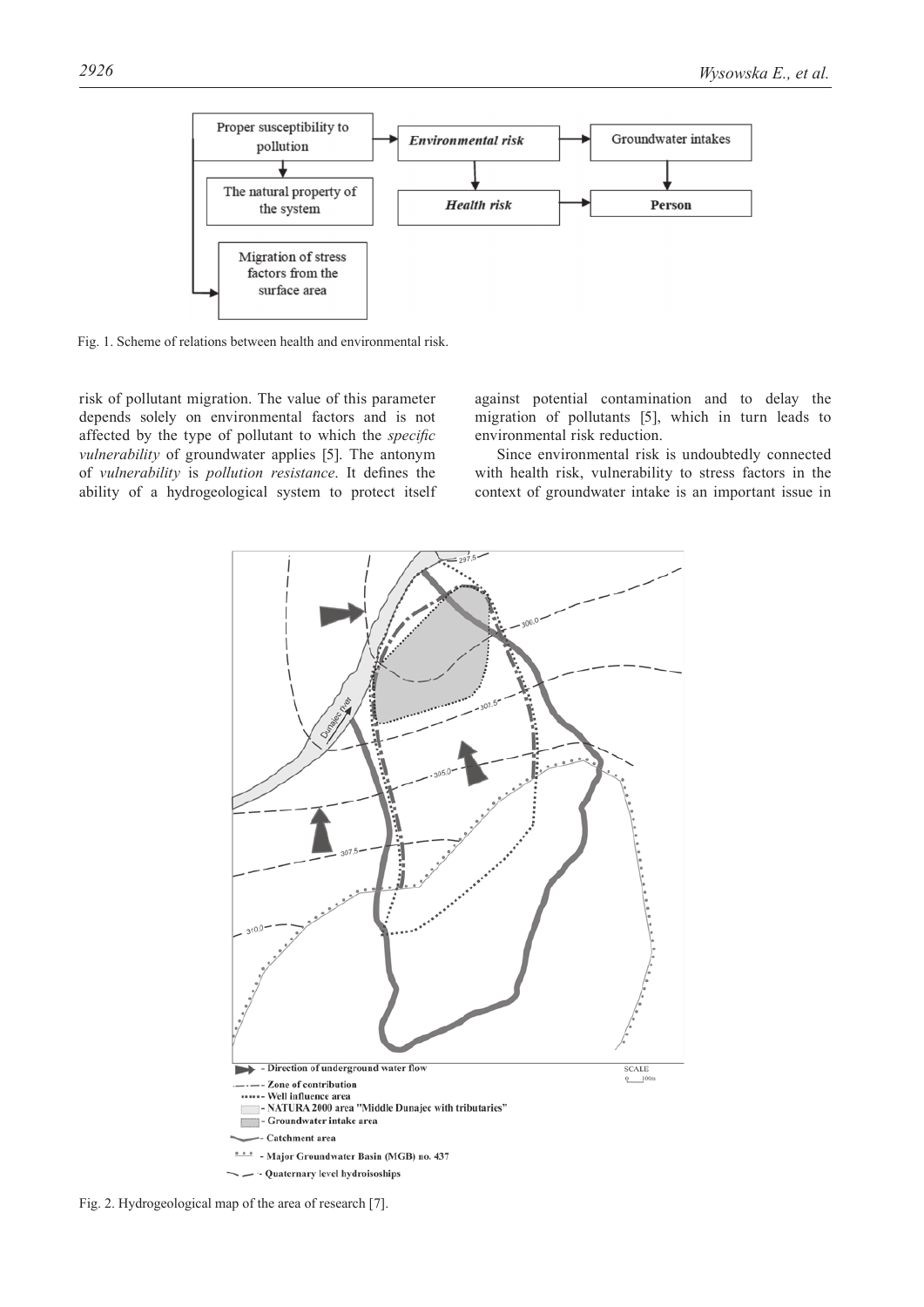Fig. 1. Scheme of relations between health and environmental risk.

risk of pollutant migration. The value of this parameter depends solely on environmental factors and is not affected by the type of pollutant to which the *specific vulnerability* of groundwater applies [5]. The antonym of *vulnerability* is *pollution resistance*. It defines the ability of a hydrogeological system to protect itself against potential contamination and to delay the migration of pollutants [5], which in turn leads to environmental risk reduction.

Since environmental risk is undoubtedly connected with health risk, vulnerability to stress factors in the context of groundwater intake is an important issue in

Fig. 2. Hydrogeological map of the area of research [7].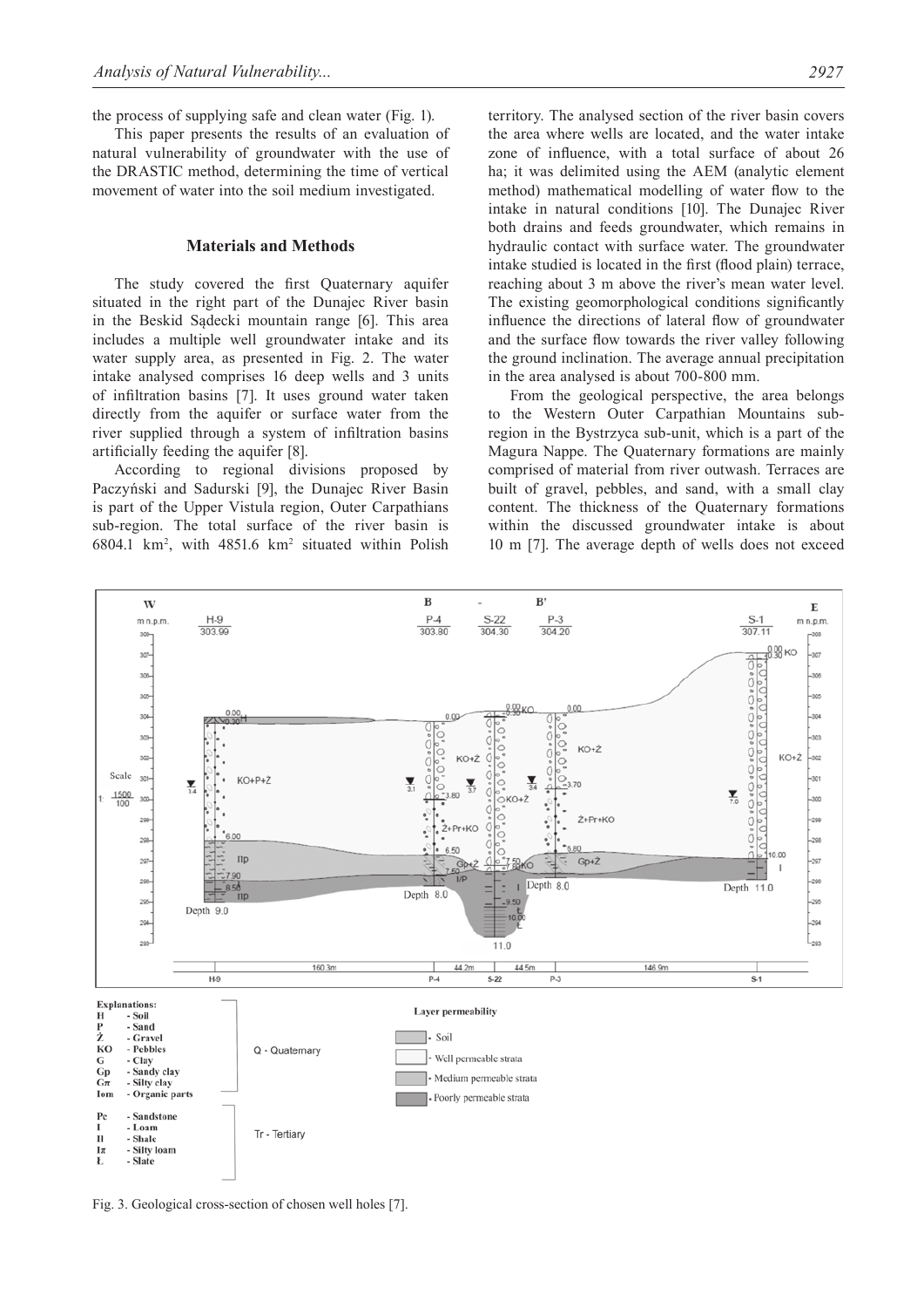the process of supplying safe and clean water (Fig. 1).

This paper presents the results of an evaluation of natural vulnerability of groundwater with the use of the DRASTIC method, determining the time of vertical movement of water into the soil medium investigated.

## Materials and Methods

The study covered the first Quaternary aquifer situated in the right part of the Dunajec River basin in the Beskid Sądecki mountain range [6]. This area includes a multiple well groundwater intake and its water supply area, as presented in Fig. 2. The water intake analysed comprises 16 deep wells and 3 units of infiltration basins [7]. It uses ground water taken directly from the aquifer or surface water from the river supplied through a system of infiltration basins artificially feeding the aquifer [8].

According to regional divisions proposed by Paczyński and Sadurski [9], the Dunajec River Basin is part of the Upper Vistula region, Outer Carpathians sub-region. The total surface of the river basin is 6804.1 km$^2$, with 4851.6 km$^2$ situated within Polish territory. The analysed section of the river basin covers the area where wells are located, and the water intake zone of influence, with a total surface of about 26 ha; it was delimited using the AEM (analytic element method) mathematical modelling of water flow to the intake in natural conditions [10]. The Dunajec River both drains and feeds groundwater, which remains in hydraulic contact with surface water. The groundwater intake studied is located in the first (flood plain) terrace, reaching about 3 m above the river's mean water level. The existing geomorphological conditions significantly influence the directions of lateral flow of groundwater and the surface flow towards the river valley following the ground inclination. The average annual precipitation in the area analysed is about 700-800 mm.

From the geological perspective, the area belongs to the Western Outer Carpathian Mountains sub-region in the Bystrzyca sub-unit, which is a part of the Magura Nappe. The Quaternary formations are mainly comprised of material from river outwash. Terraces are built of gravel, pebbles, and sand, with a small clay content. The thickness of the Quaternary formations within the discussed groundwater intake is about 10 m [7]. The average depth of wells does not exceed

Fig. 3. Geological cross-section of chosen well holes [7].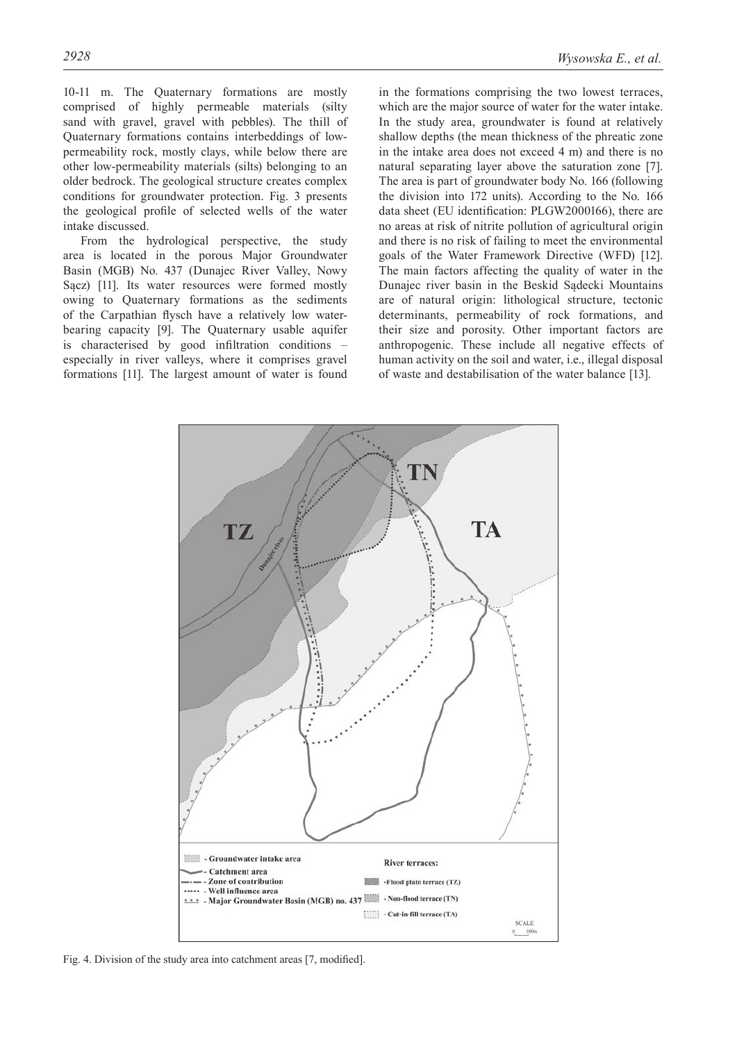10-11 m. The Quaternary formations are mostly comprised of highly permeable materials (silty sand with gravel, gravel with pebbles). The thill of Quaternary formations contains interbeddings of low-permeability rock, mostly clays, while below there are other low-permeability materials (silts) belonging to an older bedrock. The geological structure creates complex conditions for groundwater protection. Fig. 3 presents the geological profile of selected wells of the water intake discussed.

From the hydrological perspective, the study area is located in the porous Major Groundwater Basin (MGB) No. 437 (Dunajec River Valley, Nowy Sącz) [11]. Its water resources were formed mostly owing to Quaternary formations as the sediments of the Carpathian flysch have a relatively low water-bearing capacity [9]. The Quaternary usable aquifer is characterised by good infiltration conditions – especially in river valleys, where it comprises gravel formations [11]. The largest amount of water is found in the formations comprising the two lowest terraces, which are the major source of water for the water intake. In the study area, groundwater is found at relatively shallow depths (the mean thickness of the phreatic zone in the intake area does not exceed 4 m) and there is no natural separating layer above the saturation zone [7]. The area is part of groundwater body No. 166 (following the division into 172 units). According to the No. 166 data sheet (EU identification: PLGW2000166), there are no areas at risk of nitrite pollution of agricultural origin and there is no risk of failing to meet the environmental goals of the Water Framework Directive (WFD) [12]. The main factors affecting the quality of water in the Dunajec river basin in the Beskid Sądecki Mountains are of natural origin: lithological structure, tectonic determinants, permeability of rock formations, and their size and porosity. Other important factors are anthropogenic. These include all negative effects of human activity on the soil and water, i.e., illegal disposal of waste and destabilisation of the water balance [13].

Fig. 4. Division of the study area into catchment areas [7, modified].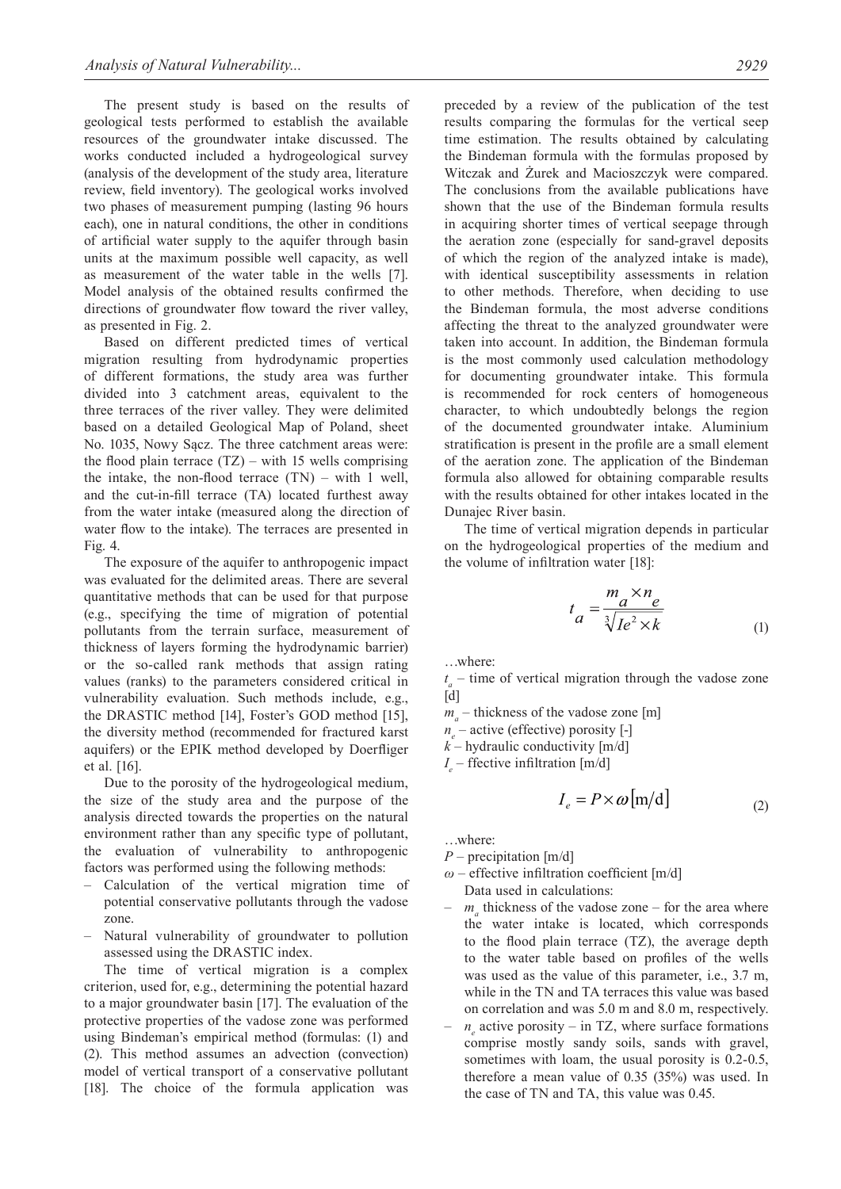The present study is based on the results of geological tests performed to establish the available resources of the groundwater intake discussed. The works conducted included a hydrogeological survey (analysis of the development of the study area, literature review, field inventory). The geological works involved two phases of measurement pumping (lasting 96 hours each), one in natural conditions, the other in conditions of artificial water supply to the aquifer through basin units at the maximum possible well capacity, as well as measurement of the water table in the wells [7]. Model analysis of the obtained results confirmed the directions of groundwater flow toward the river valley, as presented in Fig. 2.

Based on different predicted times of vertical migration resulting from hydrodynamic properties of different formations, the study area was further divided into 3 catchment areas, equivalent to the three terraces of the river valley. They were delimited based on a detailed Geological Map of Poland, sheet No. 1035, Nowy Sącz. The three catchment areas were: the flood plain terrace (TZ) – with 15 wells comprising the intake, the non-flood terrace (TN) – with 1 well, and the cut-in-fill terrace (TA) located furthest away from the water intake (measured along the direction of water flow to the intake). The terraces are presented in Fig. 4.

The exposure of the aquifer to anthropogenic impact was evaluated for the delimited areas. There are several quantitative methods that can be used for that purpose (e.g., specifying the time of migration of potential pollutants from the terrain surface, measurement of thickness of layers forming the hydrodynamic barrier) or the so-called rank methods that assign rating values (ranks) to the parameters considered critical in vulnerability evaluation. Such methods include, e.g., the DRASTIC method [14], Foster's GOD method [15], the diversity method (recommended for fractured karst aquifers) or the EPIK method developed by Doerfliger et al. [16].

Due to the porosity of the hydrogeological medium, the size of the study area and the purpose of the analysis directed towards the properties on the natural environment rather than any specific type of pollutant, the evaluation of vulnerability to anthropogenic factors was performed using the following methods:

- Calculation of the vertical migration time of potential conservative pollutants through the vadose zone.
- Natural vulnerability of groundwater to pollution assessed using the DRASTIC index.

The time of vertical migration is a complex criterion, used for, e.g., determining the potential hazard to a major groundwater basin [17]. The evaluation of the protective properties of the vadose zone was performed using Bindeman's empirical method (formulas: (1) and (2). This method assumes an advection (convection) model of vertical transport of a conservative pollutant [18]. The choice of the formula application was preceded by a review of the publication of the test results comparing the formulas for the vertical seep time estimation. The results obtained by calculating the Bindeman formula with the formulas proposed by Witczak and Żurek and Macioszczyk were compared. The conclusions from the available publications have shown that the use of the Bindeman formula results in acquiring shorter times of vertical seepage through the aeration zone (especially for sand-gravel deposits of which the region of the analyzed intake is made), with identical susceptibility assessments in relation to other methods. Therefore, when deciding to use the Bindeman formula, the most adverse conditions affecting the threat to the analyzed groundwater were taken into account. In addition, the Bindeman formula is the most commonly used calculation methodology for documenting groundwater intake. This formula is recommended for rock centers of homogeneous character, to which undoubtedly belongs the region of the documented groundwater intake. Aluminium stratification is present in the profile are a small element of the aeration zone. The application of the Bindeman formula also allowed for obtaining comparable results with the results obtained for other intakes located in the Dunajec River basin.

The time of vertical migration depends in particular on the hydrogeological properties of the medium and the volume of infiltration water [18]:

$$t_a = \frac{m_a \times n_e}{\sqrt[3]{Ie^2 \times k}} \tag{1}$$

…where:

$t_a$ – time of vertical migration through the vadose zone [d]

$m_a$ – thickness of the vadose zone [m]

$n_e$ – active (effective) porosity [-]

$k$ – hydraulic conductivity [m/d]

$I_e$ – ffective infiltration [m/d]

$$I_e = P \times \omega \left[\mathrm{m/d}\right] \tag{2}$$

…where:

$P$ – precipitation [m/d]

$\omega$ – effective infiltration coefficient [m/d]

Data used in calculations:

- $m_a$ thickness of the vadose zone – for the area where the water intake is located, which corresponds to the flood plain terrace (TZ), the average depth to the water table based on profiles of the wells was used as the value of this parameter, i.e., 3.7 m, while in the TN and TA terraces this value was based on correlation and was 5.0 m and 8.0 m, respectively.
- $n_e$ active porosity – in TZ, where surface formations comprise mostly sandy soils, sands with gravel, sometimes with loam, the usual porosity is 0.2-0.5, therefore a mean value of 0.35 (35%) was used. In the case of TN and TA, this value was 0.45.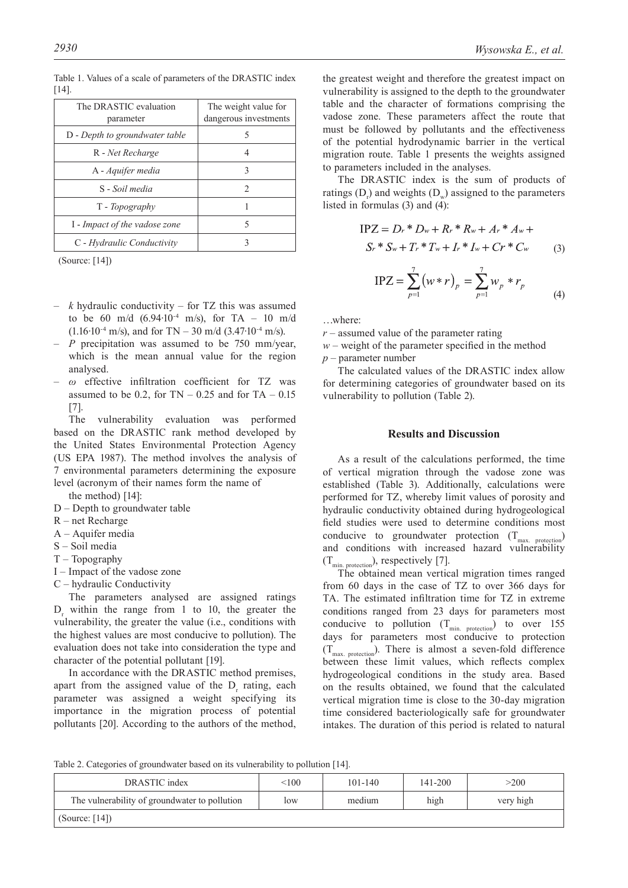Table 1. Values of a scale of parameters of the DRASTIC index [14].

| The DRASTIC evaluation parameter | The weight value for dangerous investments |
|---|---|
| D - *Depth to groundwater table* | 5 |
| R - *Net Recharge* | 4 |
| A - *Aquifer media* | 3 |
| S - *Soil media* | 2 |
| T - *Topography* | 1 |
| I - *Impact of the vadose zone* | 5 |
| C - *Hydraulic Conductivity* | 3 |

(Source: [14])

- $k$ hydraulic conductivity – for TZ this was assumed to be 60 m/d ($6.94 \cdot 10^{-4}$ m/s), for TA – 10 m/d ($1.16 \cdot 10^{-4}$ m/s), and for TN – 30 m/d ($3.47 \cdot 10^{-4}$ m/s).
- $P$ precipitation was assumed to be 750 mm/year, which is the mean annual value for the region analysed.
- $\omega$ effective infiltration coefficient for TZ was assumed to be 0.2, for TN – 0.25 and for TA – 0.15 [7].

The vulnerability evaluation was performed based on the DRASTIC rank method developed by the United States Environmental Protection Agency (US EPA 1987). The method involves the analysis of 7 environmental parameters determining the exposure level (acronym of their names form the name of the method) [14]:

D – Depth to groundwater table
R – net Recharge
A – Aquifer media
S – Soil media
T – Topography
I – Impact of the vadose zone
C – hydraulic Conductivity

The parameters analysed are assigned ratings $D_r$ within the range from 1 to 10, the greater the vulnerability, the greater the value (i.e., conditions with the highest values are most conducive to pollution). The evaluation does not take into consideration the type and character of the potential pollutant [19].

In accordance with the DRASTIC method premises, apart from the assigned value of the $D_r$ rating, each parameter was assigned a weight specifying its importance in the migration process of potential pollutants [20]. According to the authors of the method, the greatest weight and therefore the greatest impact on vulnerability is assigned to the depth to the groundwater table and the character of formations comprising the vadose zone. These parameters affect the route that must be followed by pollutants and the effectiveness of the potential hydrodynamic barrier in the vertical migration route. Table 1 presents the weights assigned to parameters included in the analyses.

The DRASTIC index is the sum of products of ratings ($D_r$) and weights ($D_w$) assigned to the parameters listed in formulas (3) and (4):

$$\text{IPZ} = D_r * D_w + R_r * R_w + A_r * A_w + S_r * S_w + T_r * T_w + I_r * I_w + Cr * C_w \quad (3)$$

$$\text{IPZ} = \sum_{p=1}^{7} (w * r)_p = \sum_{p=1}^{7} w_p * r_p \quad (4)$$

…where:

$r$ – assumed value of the parameter rating
$w$ – weight of the parameter specified in the method
$p$ – parameter number

The calculated values of the DRASTIC index allow for determining categories of groundwater based on its vulnerability to pollution (Table 2).

## Results and Discussion

As a result of the calculations performed, the time of vertical migration through the vadose zone was established (Table 3). Additionally, calculations were performed for TZ, whereby limit values of porosity and hydraulic conductivity obtained during hydrogeological field studies were used to determine conditions most conducive to groundwater protection ($T_{max.\ protection}$) and conditions with increased hazard vulnerability ($T_{min.\ protection}$), respectively [7].

The obtained mean vertical migration times ranged from 60 days in the case of TZ to over 366 days for TA. The estimated infiltration time for TZ in extreme conditions ranged from 23 days for parameters most conducive to pollution ($T_{min.\ protection}$) to over 155 days for parameters most conducive to protection ($T_{max.\ protection}$). There is almost a seven-fold difference between these limit values, which reflects complex hydrogeological conditions in the study area. Based on the results obtained, we found that the calculated vertical migration time is close to the 30-day migration time considered bacteriologically safe for groundwater intakes. The duration of this period is related to natural

Table 2. Categories of groundwater based on its vulnerability to pollution [14].

| DRASTIC index | <100 | 101-140 | 141-200 | >200 |
|---|---|---|---|---|
| The vulnerability of groundwater to pollution | low | medium | high | very high |

(Source: [14])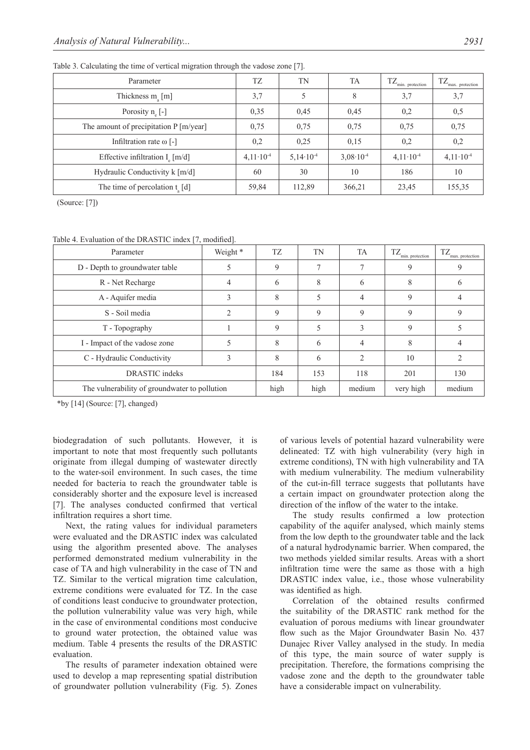Table 3. Calculating the time of vertical migration through the vadose zone [7].

| Parameter | TZ | TN | TA | $TZ_{min.\ protection}$ | $TZ_{max.\ protection}$ |
|---|---|---|---|---|---|
| Thickness $m_a$ [m] | 3,7 | 5 | 8 | 3,7 | 3,7 |
| Porosity $n_e$ [-] | 0,35 | 0,45 | 0,45 | 0,2 | 0,5 |
| The amount of precipitation P [m/year] | 0,75 | 0,75 | 0,75 | 0,75 | 0,75 |
| Infiltration rate ω [-] | 0,2 | 0,25 | 0,15 | 0,2 | 0,2 |
| Effective infiltration $I_e$ [m/d] | $4{,}11\cdot10^{-4}$ | $5{,}14\cdot10^{-4}$ | $3{,}08\cdot10^{-4}$ | $4{,}11\cdot10^{-4}$ | $4{,}11\cdot10^{-4}$ |
| Hydraulic Conductivity k [m/d] | 60 | 30 | 10 | 186 | 10 |
| The time of percolation $t_a$ [d] | 59,84 | 112,89 | 366,21 | 23,45 | 155,35 |

(Source: [7])

Table 4. Evaluation of the DRASTIC index [7, modified].

| Parameter | Weight * | TZ | TN | TA | $TZ_{min.\ protection}$ | $TZ_{max.\ protection}$ |
|---|---|---|---|---|---|---|
| D - Depth to groundwater table | 5 | 9 | 7 | 7 | 9 | 9 |
| R - Net Recharge | 4 | 6 | 8 | 6 | 8 | 6 |
| A - Aquifer media | 3 | 8 | 5 | 4 | 9 | 4 |
| S - Soil media | 2 | 9 | 9 | 9 | 9 | 9 |
| T - Topography | 1 | 9 | 5 | 3 | 9 | 5 |
| I - Impact of the vadose zone | 5 | 8 | 6 | 4 | 8 | 4 |
| C - Hydraulic Conductivity | 3 | 8 | 6 | 2 | 10 | 2 |
| DRASTIC indeks | | 184 | 153 | 118 | 201 | 130 |
| The vulnerability of groundwater to pollution | | high | high | medium | very high | medium |

*by [14] (Source: [7], changed)

biodegradation of such pollutants. However, it is important to note that most frequently such pollutants originate from illegal dumping of wastewater directly to the water-soil environment. In such cases, the time needed for bacteria to reach the groundwater table is considerably shorter and the exposure level is increased [7]. The analyses conducted confirmed that vertical infiltration requires a short time.

Next, the rating values for individual parameters were evaluated and the DRASTIC index was calculated using the algorithm presented above. The analyses performed demonstrated medium vulnerability in the case of TA and high vulnerability in the case of TN and TZ. Similar to the vertical migration time calculation, extreme conditions were evaluated for TZ. In the case of conditions least conducive to groundwater protection, the pollution vulnerability value was very high, while in the case of environmental conditions most conducive to ground water protection, the obtained value was medium. Table 4 presents the results of the DRASTIC evaluation.

The results of parameter indexation obtained were used to develop a map representing spatial distribution of groundwater pollution vulnerability (Fig. 5). Zones of various levels of potential hazard vulnerability were delineated: TZ with high vulnerability (very high in extreme conditions), TN with high vulnerability and TA with medium vulnerability. The medium vulnerability of the cut-in-fill terrace suggests that pollutants have a certain impact on groundwater protection along the direction of the inflow of the water to the intake.

The study results confirmed a low protection capability of the aquifer analysed, which mainly stems from the low depth to the groundwater table and the lack of a natural hydrodynamic barrier. When compared, the two methods yielded similar results. Areas with a short infiltration time were the same as those with a high DRASTIC index value, i.e., those whose vulnerability was identified as high.

Correlation of the obtained results confirmed the suitability of the DRASTIC rank method for the evaluation of porous mediums with linear groundwater flow such as the Major Groundwater Basin No. 437 Dunajec River Valley analysed in the study. In media of this type, the main source of water supply is precipitation. Therefore, the formations comprising the vadose zone and the depth to the groundwater table have a considerable impact on vulnerability.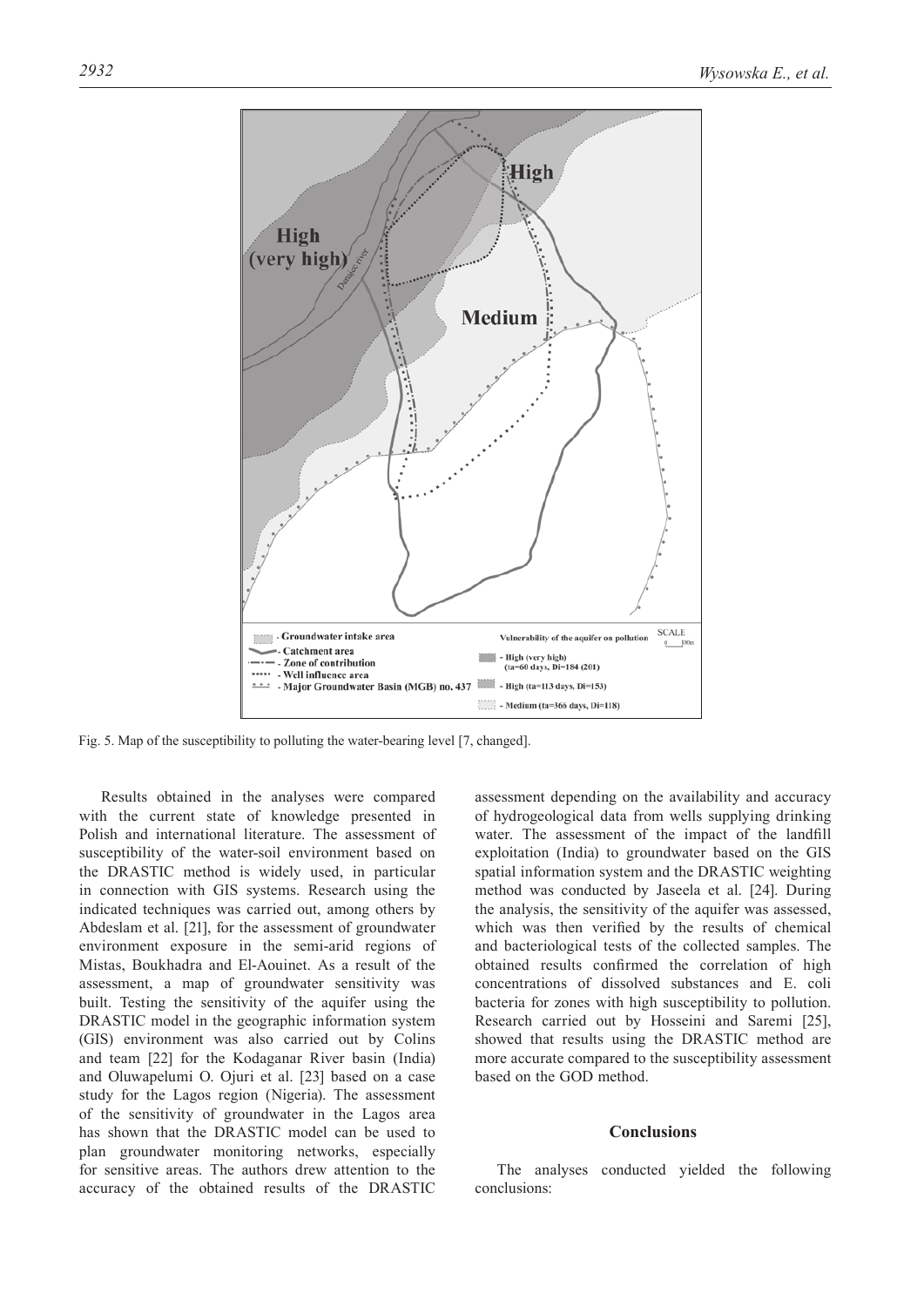Fig. 5. Map of the susceptibility to polluting the water-bearing level [7, changed].

Results obtained in the analyses were compared with the current state of knowledge presented in Polish and international literature. The assessment of susceptibility of the water-soil environment based on the DRASTIC method is widely used, in particular in connection with GIS systems. Research using the indicated techniques was carried out, among others by Abdeslam et al. [21], for the assessment of groundwater environment exposure in the semi-arid regions of Mistas, Boukhadra and El-Aouinet. As a result of the assessment, a map of groundwater sensitivity was built. Testing the sensitivity of the aquifer using the DRASTIC model in the geographic information system (GIS) environment was also carried out by Colins and team [22] for the Kodaganar River basin (India) and Oluwapelumi O. Ojuri et al. [23] based on a case study for the Lagos region (Nigeria). The assessment of the sensitivity of groundwater in the Lagos area has shown that the DRASTIC model can be used to plan groundwater monitoring networks, especially for sensitive areas. The authors drew attention to the accuracy of the obtained results of the DRASTIC assessment depending on the availability and accuracy of hydrogeological data from wells supplying drinking water. The assessment of the impact of the landfill exploitation (India) to groundwater based on the GIS spatial information system and the DRASTIC weighting method was conducted by Jaseela et al. [24]. During the analysis, the sensitivity of the aquifer was assessed, which was then verified by the results of chemical and bacteriological tests of the collected samples. The obtained results confirmed the correlation of high concentrations of dissolved substances and E. coli bacteria for zones with high susceptibility to pollution. Research carried out by Hosseini and Saremi [25], showed that results using the DRASTIC method are more accurate compared to the susceptibility assessment based on the GOD method.

## Conclusions

The analyses conducted yielded the following conclusions: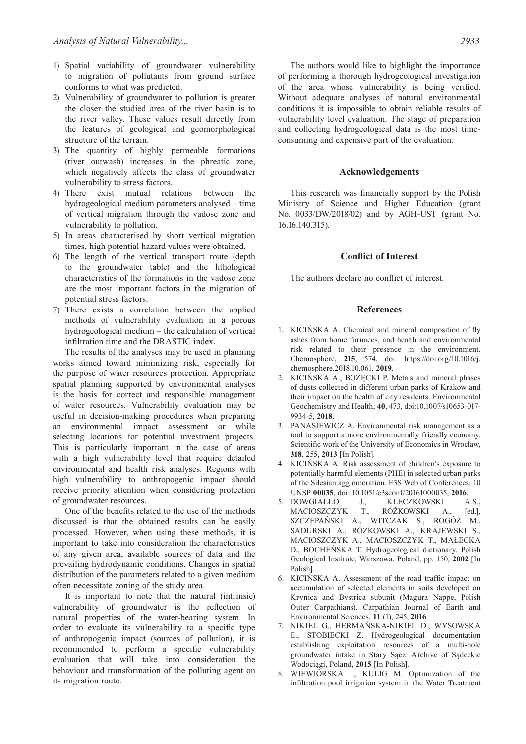1) Spatial variability of groundwater vulnerability to migration of pollutants from ground surface conforms to what was predicted.
2) Vulnerability of groundwater to pollution is greater the closer the studied area of the river basin is to the river valley. These values result directly from the features of geological and geomorphological structure of the terrain.
3) The quantity of highly permeable formations (river outwash) increases in the phreatic zone, which negatively affects the class of groundwater vulnerability to stress factors.
4) There exist mutual relations between the hydrogeological medium parameters analysed – time of vertical migration through the vadose zone and vulnerability to pollution.
5) In areas characterised by short vertical migration times, high potential hazard values were obtained.
6) The length of the vertical transport route (depth to the groundwater table) and the lithological characteristics of the formations in the vadose zone are the most important factors in the migration of potential stress factors.
7) There exists a correlation between the applied methods of vulnerability evaluation in a porous hydrogeological medium – the calculation of vertical infiltration time and the DRASTIC index.

The results of the analyses may be used in planning works aimed toward minimizing risk, especially for the purpose of water resources protection. Appropriate spatial planning supported by environmental analyses is the basis for correct and responsible management of water resources. Vulnerability evaluation may be useful in decision-making procedures when preparing an environmental impact assessment or while selecting locations for potential investment projects. This is particularly important in the case of areas with a high vulnerability level that require detailed environmental and health risk analyses. Regions with high vulnerability to anthropogenic impact should receive priority attention when considering protection of groundwater resources.

One of the benefits related to the use of the methods discussed is that the obtained results can be easily processed. However, when using these methods, it is important to take into consideration the characteristics of any given area, available sources of data and the prevailing hydrodynamic conditions. Changes in spatial distribution of the parameters related to a given medium often necessitate zoning of the study area.

It is important to note that the natural (intrinsic) vulnerability of groundwater is the reflection of natural properties of the water-bearing system. In order to evaluate its vulnerability to a specific type of anthropogenic impact (sources of pollution), it is recommended to perform a specific vulnerability evaluation that will take into consideration the behaviour and transformation of the polluting agent on its migration route.

The authors would like to highlight the importance of performing a thorough hydrogeological investigation of the area whose vulnerability is being verified. Without adequate analyses of natural environmental conditions it is impossible to obtain reliable results of vulnerability level evaluation. The stage of preparation and collecting hydrogeological data is the most time-consuming and expensive part of the evaluation.

## Acknowledgements

This research was financially support by the Polish Ministry of Science and Higher Education (grant No. 0033/DW/2018/02) and by AGH-UST (grant No. 16.16.140.315).

## Conflict of Interest

The authors declare no conflict of interest.

## References

1. KICIŃSKA A. Chemical and mineral composition of fly ashes from home furnaces, and health and environmental risk related to their presence in the environment. Chemosphere, **215**, 574, doi: https://doi.org/10.1016/j.chemosphere.2018.10.061, **2019**.
2. KICIŃSKA A., BOŻĘCKI P. Metals and mineral phases of dusts collected in different urban parks of Krakow and their impact on the health of city residents. Environmental Geochemistry and Health, **40**, 473, doi:10.1007/s10653-017-9934-5, **2018**.
3. PANASIEWICZ A. Environmental risk management as a tool to support a more environmentally friendly economy. Scientific work of the University of Economics in Wroclaw, **318**, 255, **2013** [In Polish].
4. KICIŃSKA A. Risk assessment of children's exposure to potentially harmful elements (PHE) in selected urban parks of the Silesian agglomeration. E3S Web of Conferences: 10 UNSP **00035**, doi: 10.1051/e3sconf/20161000035, **2016**.
5. DOWGIAŁŁO J., KLECZKOWSKI A.S., MACIOSZCZYK T., RÓŻKOWSKI A., [ed.], SZCZEPAŃSKI A., WITCZAK S., ROGÓŻ M., SADURSKI A., RÓŻKOWSKI A., KRAJEWSKI S., MACIOSZCZYK A., MACIOSZCZYK T., MAŁECKA D., BOCHEŃSKA T. Hydrogeological dictionary. Polish Geological Institute, Warszawa, Poland, pp. 150, **2002** [In Polish].
6. KICIŃSKA A. Assessment of the road traffic impact on accumulation of selected elements in soils developed on Krynica and Bystrica subunit (Magura Nappe, Polish Outer Carpathians). Carpathian Journal of Earth and Environmental Sciences, **11** (1), 245, **2016**.
7. NIKIEL G., HERMAŃSKA-NIKIEL D., WYSOWSKA E., STOBIECKI Z. Hydrogeological documentation establishing exploitation resources of a multi-hole groundwater intake in Stary Sącz. Archive of Sądeckie Wodociągi, Poland, **2015** [In Polish].
8. WIEWIÓRSKA I., KULIG M. Optimization of the infiltration pool irrigation system in the Water Treatment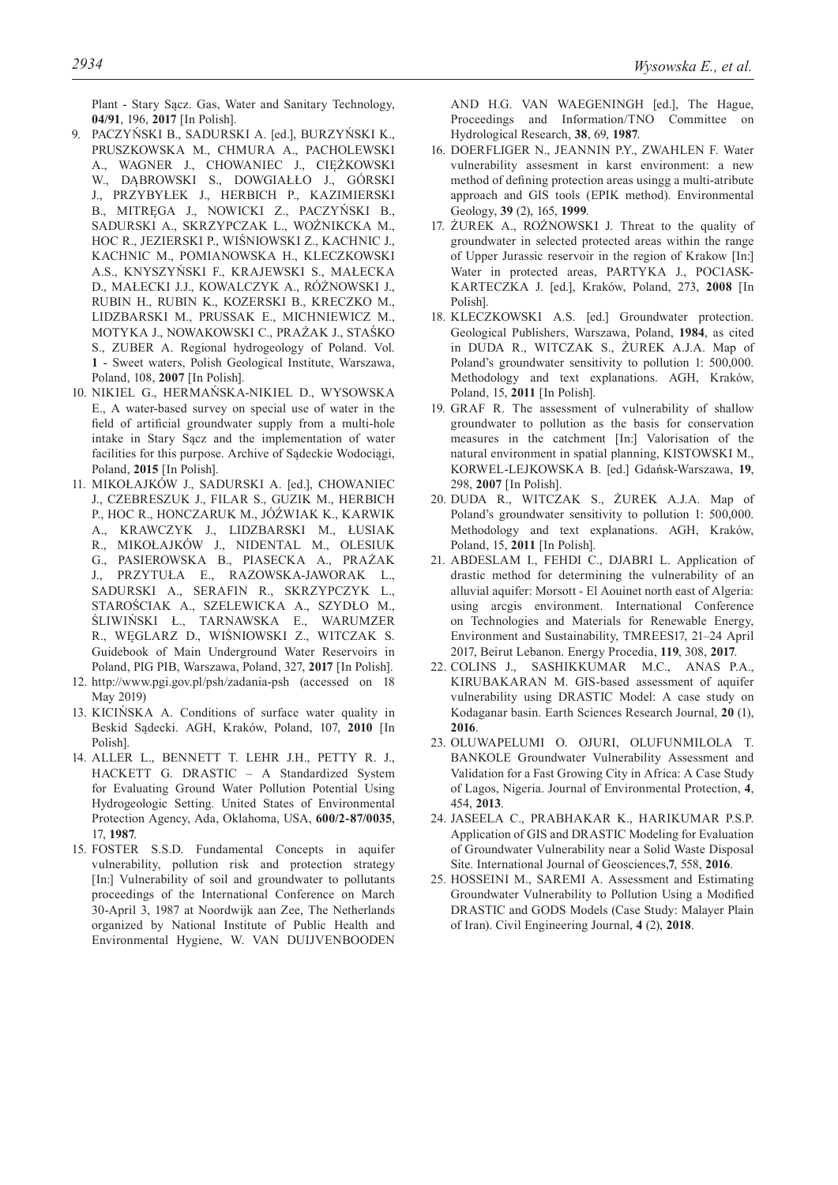Plant - Stary Sącz. Gas, Water and Sanitary Technology, **04/91**, 196, **2017** [In Polish].

9. PACZYŃSKI B., SADURSKI A. [ed.], BURZYŃSKI K., PRUSZKOWSKA M., CHMURA A., PACHOLEWSKI A., WAGNER J., CHOWANIEC J., CIĘŻKOWSKI W., DĄBROWSKI S., DOWGIAŁŁO J., GÓRSKI J., PRZYBYŁEK J., HERBICH P., KAZIMIERSKI B., MITRĘGA J., NOWICKI Z., PACZYŃSKI B., SADURSKI A., SKRZYPCZAK L., WOŹNICKCA M., HOC R., JEZIERSKI P., WIŚNIOWSKI Z., KACHNIC J., KACHNIC M., POMIANOWSKA H., KLECZKOWSKI A.S., KNYSZYŃSKI F., KRAJEWSKI S., MAŁECKA D., MAŁECKI J.J., KOWALCZYK A., RÓŻNOWSKI J., RUBIN H., RUBIN K., KOZERSKI B., KRECZKO M., LIDZBARSKI M., PRUSSAK E., MICHNIEWICZ M., MOTYKA J., NOWAKOWSKI C., PRAŻAK J., STAŚKO S., ZUBER A. Regional hydrogeology of Poland. Vol. **1** - Sweet waters, Polish Geological Institute, Warszawa, Poland, 108, **2007** [In Polish].
10. NIKIEL G., HERMAŃSKA-NIKIEL D., WYSOWSKA E., A water-based survey on special use of water in the field of artificial groundwater supply from a multi-hole intake in Stary Sącz and the implementation of water facilities for this purpose. Archive of Sądeckie Wodociągi, Poland, **2015** [In Polish].
11. MIKOŁAJKÓW J., SADURSKI A. [ed.], CHOWANIEC J., CZEBRESZUK J., FILAR S., GUZIK M., HERBICH P., HOC R., HONCZARUK M., JÓŹWIAK K., KARWIK A., KRAWCZYK J., LIDZBARSKI M., ŁUSIAK R., MIKOŁAJKÓW J., NIDENTAL M., OLESIUK G., PASIEROWSKA B., PIASECKA A., PRAŻAK J., PRZYTUŁA E., RAZOWSKA-JAWORAK L., SADURSKI A., SERAFIN R., SKRZYPCZYK L., STAROŚCIAK A., SZELEWICKA A., SZYDŁO M., ŚLIWIŃSKI Ł., TARNAWSKA E., WARUMZER R., WĘGLARZ D., WIŚNIOWSKI Z., WITCZAK S. Guidebook of Main Underground Water Reservoirs in Poland, PIG PIB, Warszawa, Poland, 327, **2017** [In Polish].
12. http://www.pgi.gov.pl/psh/zadania-psh (accessed on 18 May 2019)
13. KICIŃSKA A. Conditions of surface water quality in Beskid Sądecki. AGH, Kraków, Poland, 107, **2010** [In Polish].
14. ALLER L., BENNETT T. LEHR J.H., PETTY R. J., HACKETT G. DRASTIC – A Standardized System for Evaluating Ground Water Pollution Potential Using Hydrogeologic Setting. United States of Environmental Protection Agency, Ada, Oklahoma, USA, **600/2-87/0035**, 17, **1987**.
15. FOSTER S.S.D. Fundamental Concepts in aquifer vulnerability, pollution risk and protection strategy [In:] Vulnerability of soil and groundwater to pollutants proceedings of the International Conference on March 30-April 3, 1987 at Noordwijk aan Zee, The Netherlands organized by National Institute of Public Health and Environmental Hygiene, W. VAN DUIJVENBOODEN AND H.G. VAN WAEGENINGH [ed.], The Hague, Proceedings and Information/TNO Committee on Hydrological Research, **38**, 69, **1987**.
16. DOERFLIGER N., JEANNIN P.Y., ZWAHLEN F. Water vulnerability assesment in karst environment: a new method of defining protection areas usingg a multi-atribute approach and GIS tools (EPIK method). Environmental Geology, **39** (2), 165, **1999**.
17. ŻUREK A., ROŻNOWSKI J. Threat to the quality of groundwater in selected protected areas within the range of Upper Jurassic reservoir in the region of Krakow [In:] Water in protected areas, PARTYKA J., POCIASK-KARTECZKA J. [ed.], Kraków, Poland, 273, **2008** [In Polish].
18. KLECZKOWSKI A.S. [ed.] Groundwater protection. Geological Publishers, Warszawa, Poland, **1984**, as cited in DUDA R., WITCZAK S., ŻUREK A.J.A. Map of Poland's groundwater sensitivity to pollution 1: 500,000. Methodology and text explanations. AGH, Kraków, Poland, 15, **2011** [In Polish].
19. GRAF R. The assessment of vulnerability of shallow groundwater to pollution as the basis for conservation measures in the catchment [In:] Valorisation of the natural environment in spatial planning, KISTOWSKI M., KORWEL-LEJKOWSKA B. [ed.] Gdańsk-Warszawa, **19**, 298, **2007** [In Polish].
20. DUDA R., WITCZAK S., ŻUREK A.J.A. Map of Poland's groundwater sensitivity to pollution 1: 500,000. Methodology and text explanations. AGH, Kraków, Poland, 15, **2011** [In Polish].
21. ABDESLAM I., FEHDI C., DJABRI L. Application of drastic method for determining the vulnerability of an alluvial aquifer: Morsott - El Aouinet north east of Algeria: using arcgis environment. International Conference on Technologies and Materials for Renewable Energy, Environment and Sustainability, TMREES17, 21–24 April 2017, Beirut Lebanon. Energy Procedia, **119**, 308, **2017**.
22. COLINS J., SASHIKKUMAR M.C., ANAS P.A., KIRUBAKARAN M. GIS-based assessment of aquifer vulnerability using DRASTIC Model: A case study on Kodaganar basin. Earth Sciences Research Journal, **20** (1), **2016**.
23. OLUWAPELUMI O. OJURI, OLUFUNMILOLA T. BANKOLE Groundwater Vulnerability Assessment and Validation for a Fast Growing City in Africa: A Case Study of Lagos, Nigeria. Journal of Environmental Protection, **4**, 454, **2013**.
24. JASEELA C., PRABHAKAR K., HARIKUMAR P.S.P. Application of GIS and DRASTIC Modeling for Evaluation of Groundwater Vulnerability near a Solid Waste Disposal Site. International Journal of Geosciences,**7**, 558, **2016**.
25. HOSSEINI M., SAREMI A. Assessment and Estimating Groundwater Vulnerability to Pollution Using a Modified DRASTIC and GODS Models (Case Study: Malayer Plain of Iran). Civil Engineering Journal, **4** (2), **2018**.